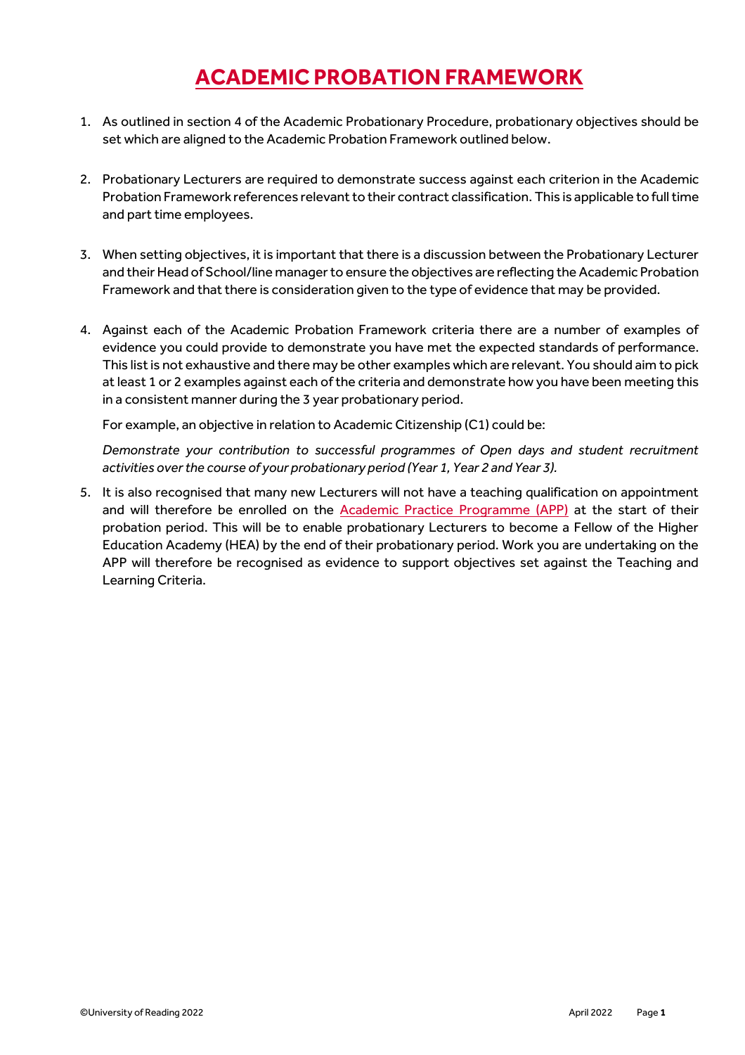# ACADEMIC PROBATION FRAMEWORK

1. As outlined in section 4 of the Academic Probationary Procedure, probationary objectives should be set which are aligned to the Academic Probation Framework outlined below.

2. Probationary Lecturers are required to demonstrate success against each criterion in the Academic Probation Framework references relevant to their contract classification. This is applicable to full time and part time employees.

3. When setting objectives, it is important that there is a discussion between the Probationary Lecturer and their Head of School/line manager to ensure the objectives are reflecting the Academic Probation Framework and that there is consideration given to the type of evidence that may be provided.

4. Against each of the Academic Probation Framework criteria there are a number of examples of evidence you could provide to demonstrate you have met the expected standards of performance. This list is not exhaustive and there may be other examples which are relevant. You should aim to pick at least 1 or 2 examples against each of the criteria and demonstrate how you have been meeting this in a consistent manner during the 3 year probationary period.

   For example, an objective in relation to Academic Citizenship (C1) could be:

   *Demonstrate your contribution to successful programmes of Open days and student recruitment activities over the course of your probationary period (Year 1, Year 2 and Year 3).*

5. It is also recognised that many new Lecturers will not have a teaching qualification on appointment and will therefore be enrolled on the Academic Practice Programme (APP) at the start of their probation period. This will be to enable probationary Lecturers to become a Fellow of the Higher Education Academy (HEA) by the end of their probationary period. Work you are undertaking on the APP will therefore be recognised as evidence to support objectives set against the Teaching and Learning Criteria.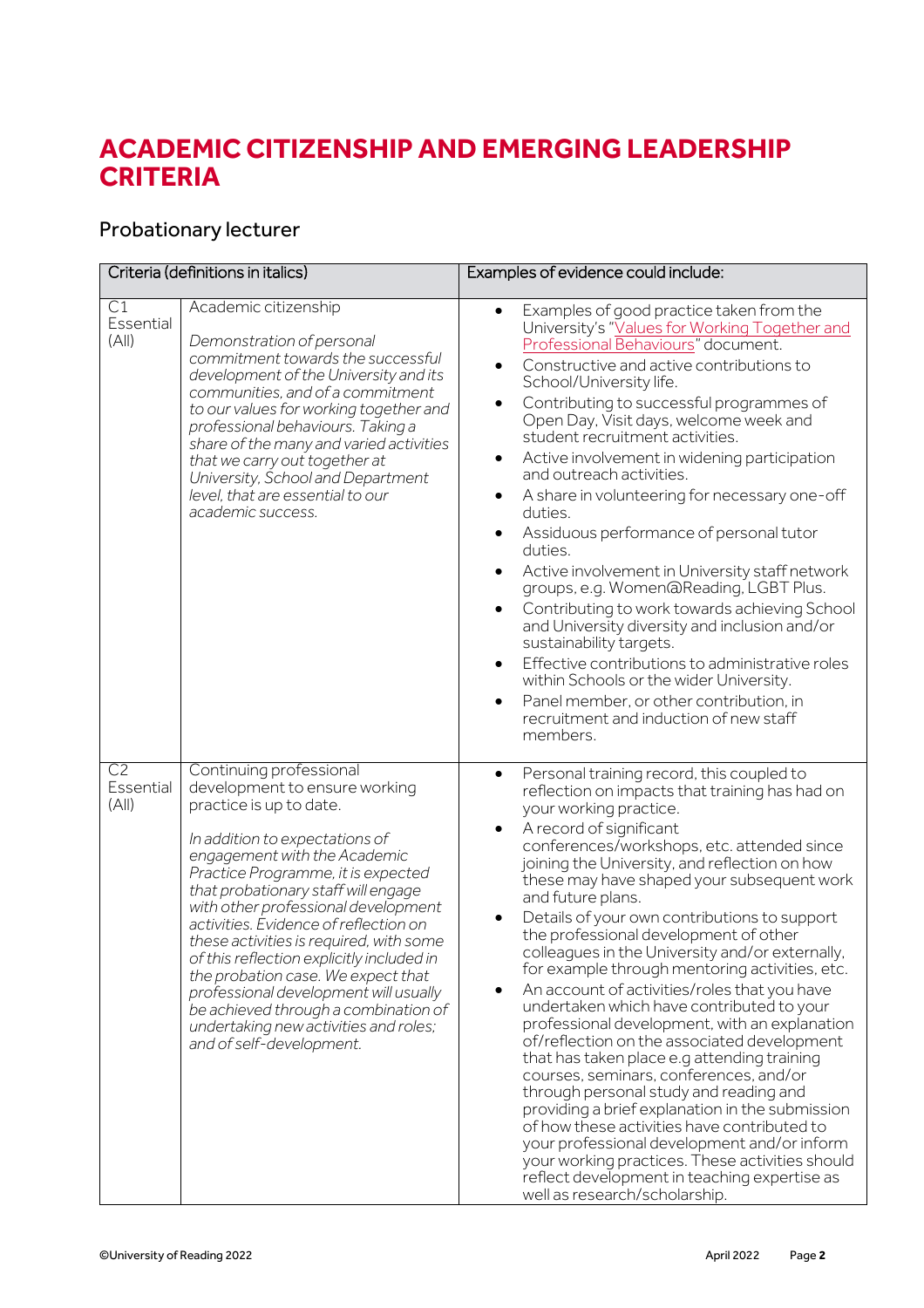# ACADEMIC CITIZENSHIP AND EMERGING LEADERSHIP CRITERIA

## Probationary lecturer

| Criteria (definitions in italics) | | Examples of evidence could include: |
|---|---|---|
| C1 Essential (All) | Academic citizenship<br><br>*Demonstration of personal commitment towards the successful development of the University and its communities, and of a commitment to our values for working together and professional behaviours. Taking a share of the many and varied activities that we carry out together at University, School and Department level, that are essential to our academic success.* | • Examples of good practice taken from the University's "Values for Working Together and Professional Behaviours" document.<br>• Constructive and active contributions to School/University life.<br>• Contributing to successful programmes of Open Day, Visit days, welcome week and student recruitment activities.<br>• Active involvement in widening participation and outreach activities.<br>• A share in volunteering for necessary one-off duties.<br>• Assiduous performance of personal tutor duties.<br>• Active involvement in University staff network groups, e.g. Women@Reading, LGBT Plus.<br>• Contributing to work towards achieving School and University diversity and inclusion and/or sustainability targets.<br>• Effective contributions to administrative roles within Schools or the wider University.<br>• Panel member, or other contribution, in recruitment and induction of new staff members. |
| C2 Essential (All) | Continuing professional development to ensure working practice is up to date.<br><br>*In addition to expectations of engagement with the Academic Practice Programme, it is expected that probationary staff will engage with other professional development activities. Evidence of reflection on these activities is required, with some of this reflection explicitly included in the probation case. We expect that professional development will usually be achieved through a combination of undertaking new activities and roles; and of self-development.* | • Personal training record, this coupled to reflection on impacts that training has had on your working practice.<br>• A record of significant conferences/workshops, etc. attended since joining the University, and reflection on how these may have shaped your subsequent work and future plans.<br>• Details of your own contributions to support the professional development of other colleagues in the University and/or externally, for example through mentoring activities, etc.<br>• An account of activities/roles that you have undertaken which have contributed to your professional development, with an explanation of/reflection on the associated development that has taken place e.g attending training courses, seminars, conferences, and/or through personal study and reading and providing a brief explanation in the submission of how these activities have contributed to your professional development and/or inform your working practices. These activities should reflect development in teaching expertise as well as research/scholarship. |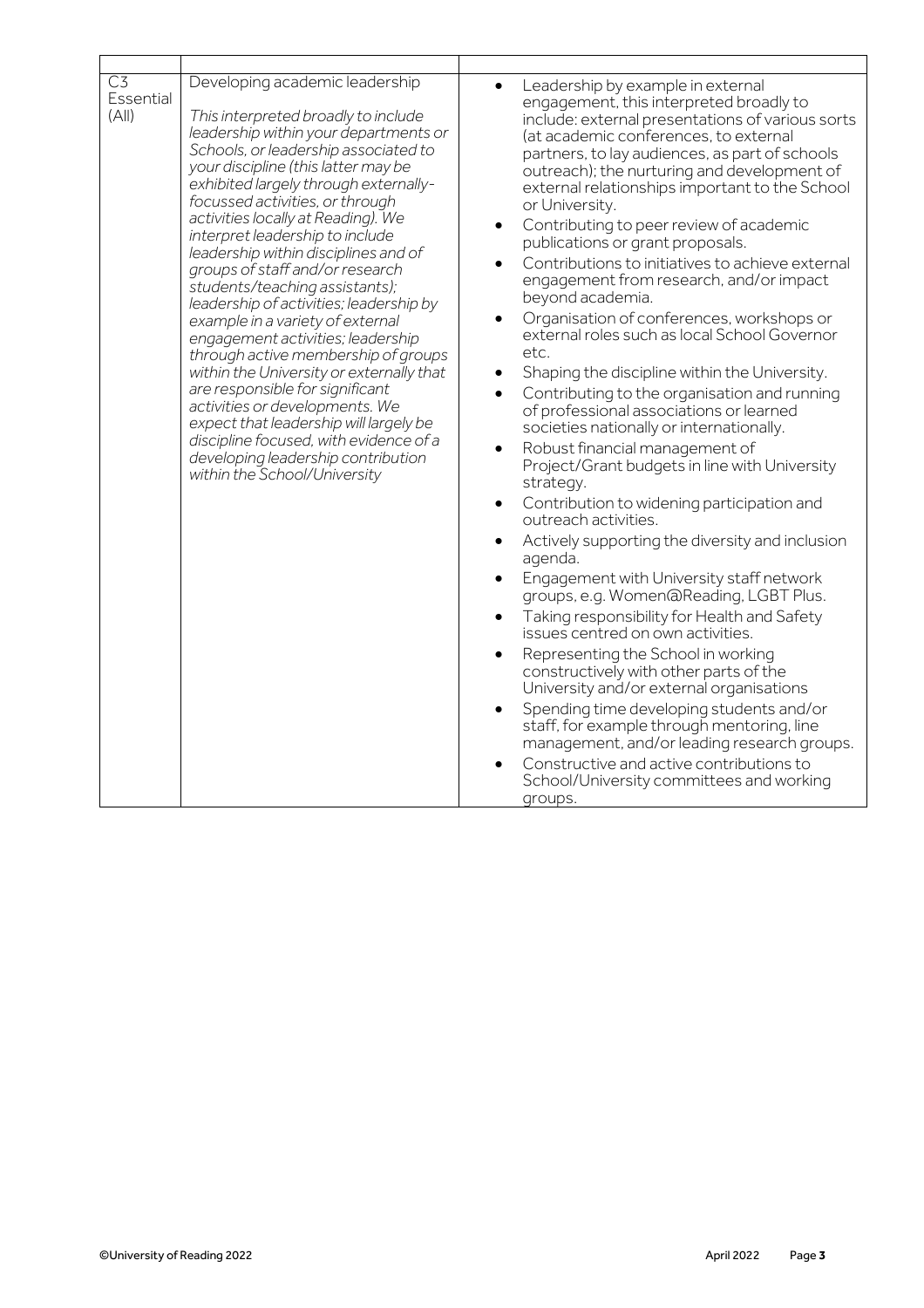| | | |
|---|---|---|
| C3 Essential (All) | Developing academic leadership<br><br>*This interpreted broadly to include leadership within your departments or Schools, or leadership associated to your discipline (this latter may be exhibited largely through externally-focussed activities, or through activities locally at Reading). We interpret leadership to include leadership within disciplines and of groups of staff and/or research students/teaching assistants); leadership of activities; leadership by example in a variety of external engagement activities; leadership through active membership of groups within the University or externally that are responsible for significant activities or developments. We expect that leadership will largely be discipline focused, with evidence of a developing leadership contribution within the School/University* | • Leadership by example in external engagement, this interpreted broadly to include: external presentations of various sorts (at academic conferences, to external partners, to lay audiences, as part of schools outreach); the nurturing and development of external relationships important to the School or University.<br>• Contributing to peer review of academic publications or grant proposals.<br>• Contributions to initiatives to achieve external engagement from research, and/or impact beyond academia.<br>• Organisation of conferences, workshops or external roles such as local School Governor etc.<br>• Shaping the discipline within the University.<br>• Contributing to the organisation and running of professional associations or learned societies nationally or internationally.<br>• Robust financial management of Project/Grant budgets in line with University strategy.<br>• Contribution to widening participation and outreach activities.<br>• Actively supporting the diversity and inclusion agenda.<br>• Engagement with University staff network groups, e.g. Women@Reading, LGBT Plus.<br>• Taking responsibility for Health and Safety issues centred on own activities.<br>• Representing the School in working constructively with other parts of the University and/or external organisations<br>• Spending time developing students and/or staff, for example through mentoring, line management, and/or leading research groups.<br>• Constructive and active contributions to School/University committees and working groups. |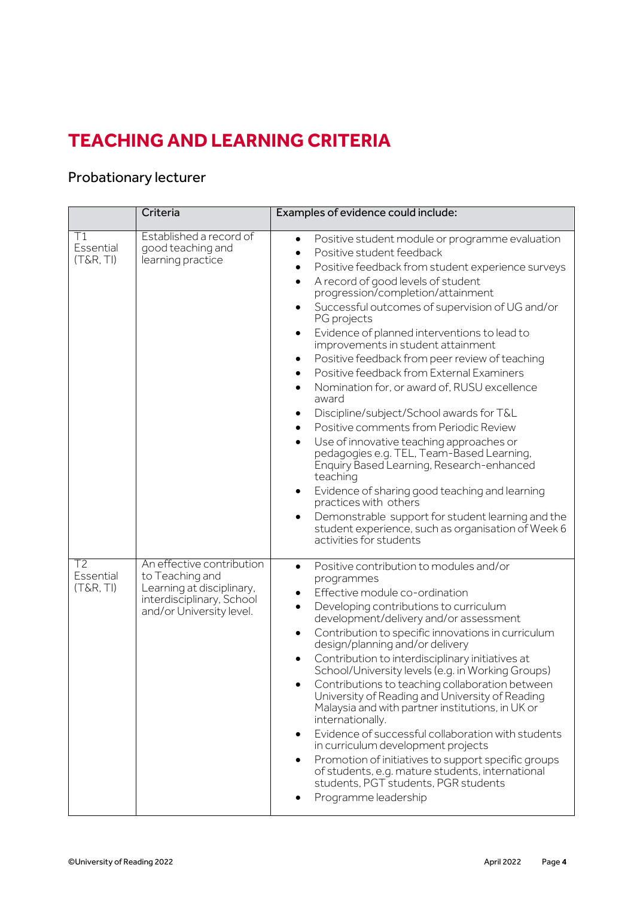# TEACHING AND LEARNING CRITERIA

## Probationary lecturer

| | Criteria | Examples of evidence could include: |
|---|---|---|
| T1 Essential (T&R, TI) | Established a record of good teaching and learning practice | • Positive student module or programme evaluation<br>• Positive student feedback<br>• Positive feedback from student experience surveys<br>• A record of good levels of student progression/completion/attainment<br>• Successful outcomes of supervision of UG and/or PG projects<br>• Evidence of planned interventions to lead to improvements in student attainment<br>• Positive feedback from peer review of teaching<br>• Positive feedback from External Examiners<br>• Nomination for, or award of, RUSU excellence award<br>• Discipline/subject/School awards for T&L<br>• Positive comments from Periodic Review<br>• Use of innovative teaching approaches or pedagogies e.g. TEL, Team-Based Learning, Enquiry Based Learning, Research-enhanced teaching<br>• Evidence of sharing good teaching and learning practices with others<br>• Demonstrable support for student learning and the student experience, such as organisation of Week 6 activities for students |
| T2 Essential (T&R, TI) | An effective contribution to Teaching and Learning at disciplinary, interdisciplinary, School and/or University level. | • Positive contribution to modules and/or programmes<br>• Effective module co-ordination<br>• Developing contributions to curriculum development/delivery and/or assessment<br>• Contribution to specific innovations in curriculum design/planning and/or delivery<br>• Contribution to interdisciplinary initiatives at School/University levels (e.g. in Working Groups)<br>• Contributions to teaching collaboration between University of Reading and University of Reading Malaysia and with partner institutions, in UK or internationally.<br>• Evidence of successful collaboration with students in curriculum development projects<br>• Promotion of initiatives to support specific groups of students, e.g. mature students, international students, PGT students, PGR students<br>• Programme leadership |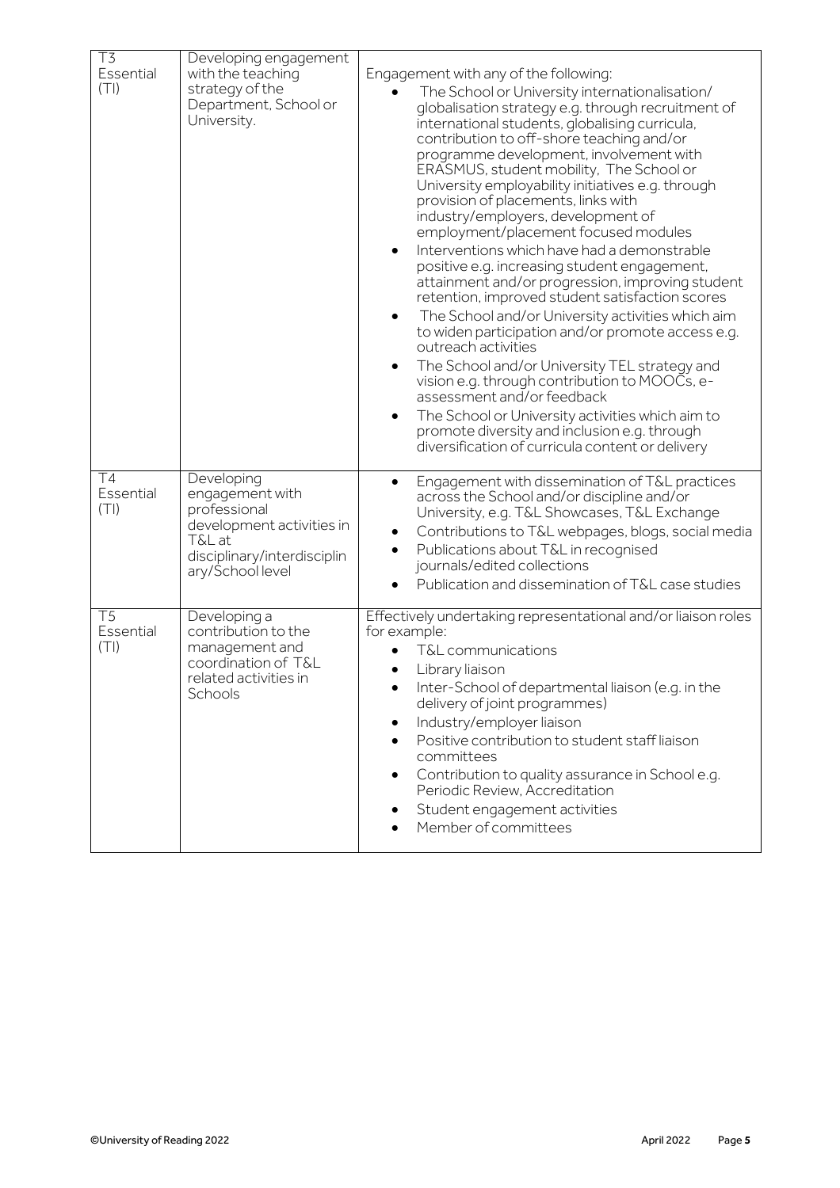| | | |
|---|---|---|
| T3 Essential (TI) | Developing engagement with the teaching strategy of the Department, School or University. | Engagement with any of the following:<br>• The School or University internationalisation/ globalisation strategy e.g. through recruitment of international students, globalising curricula, contribution to off-shore teaching and/or programme development, involvement with ERASMUS, student mobility, The School or University employability initiatives e.g. through provision of placements, links with industry/employers, development of employment/placement focused modules<br>• Interventions which have had a demonstrable positive e.g. increasing student engagement, attainment and/or progression, improving student retention, improved student satisfaction scores<br>• The School and/or University activities which aim to widen participation and/or promote access e.g. outreach activities<br>• The School and/or University TEL strategy and vision e.g. through contribution to MOOCs, e-assessment and/or feedback<br>• The School or University activities which aim to promote diversity and inclusion e.g. through diversification of curricula content or delivery |
| T4 Essential (TI) | Developing engagement with professional development activities in T&L at disciplinary/interdisciplinary/School level | • Engagement with dissemination of T&L practices across the School and/or discipline and/or University, e.g. T&L Showcases, T&L Exchange<br>• Contributions to T&L webpages, blogs, social media<br>• Publications about T&L in recognised journals/edited collections<br>• Publication and dissemination of T&L case studies |
| T5 Essential (TI) | Developing a contribution to the management and coordination of T&L related activities in Schools | Effectively undertaking representational and/or liaison roles for example:<br>• T&L communications<br>• Library liaison<br>• Inter-School of departmental liaison (e.g. in the delivery of joint programmes)<br>• Industry/employer liaison<br>• Positive contribution to student staff liaison committees<br>• Contribution to quality assurance in School e.g. Periodic Review, Accreditation<br>• Student engagement activities<br>• Member of committees |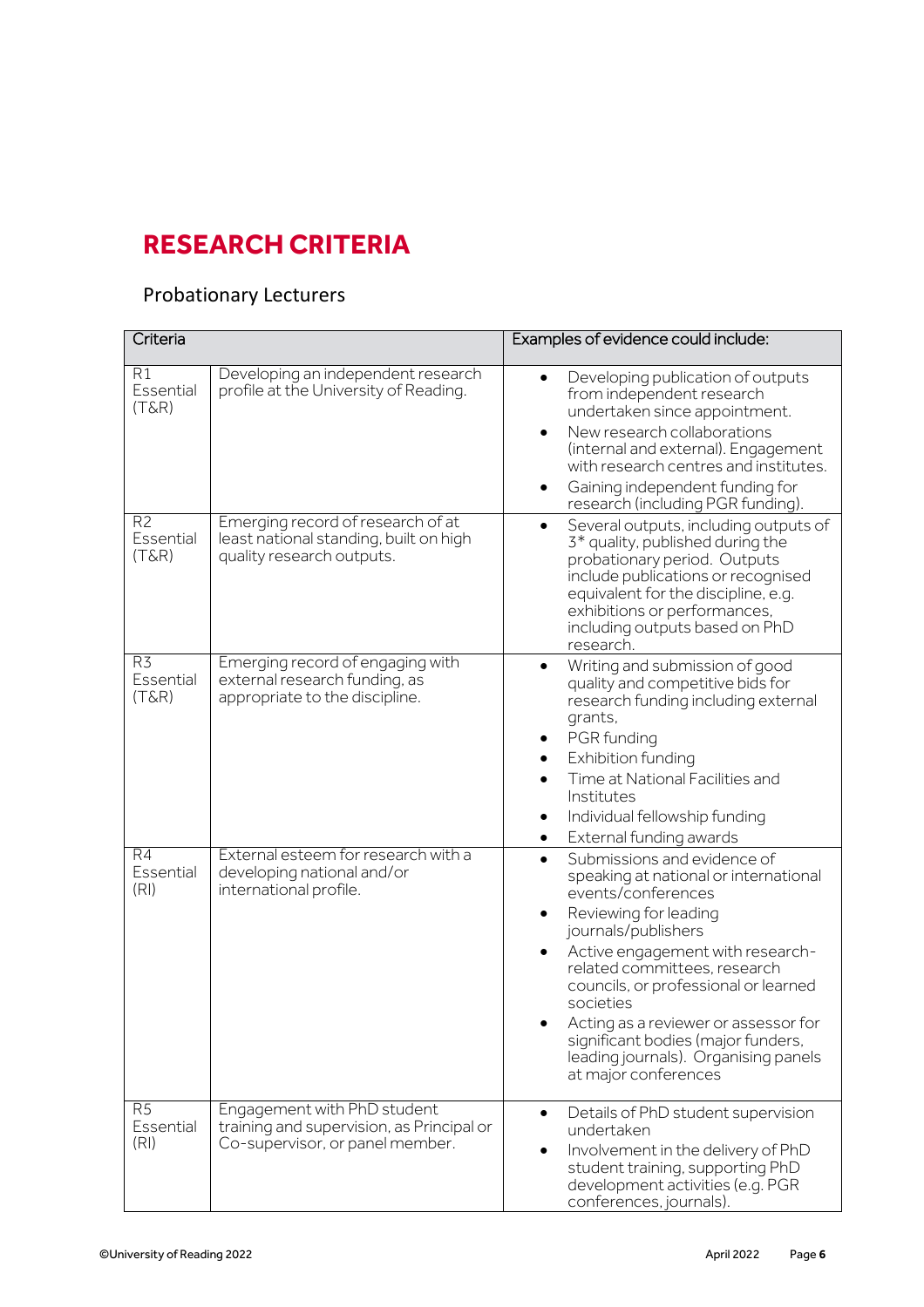# RESEARCH CRITERIA

## Probationary Lecturers

| Criteria | | Examples of evidence could include: |
|---|---|---|
| R1 Essential (T&R) | Developing an independent research profile at the University of Reading. | • Developing publication of outputs from independent research undertaken since appointment.<br>• New research collaborations (internal and external). Engagement with research centres and institutes.<br>• Gaining independent funding for research (including PGR funding). |
| R2 Essential (T&R) | Emerging record of research of at least national standing, built on high quality research outputs. | • Several outputs, including outputs of 3* quality, published during the probationary period. Outputs include publications or recognised equivalent for the discipline, e.g. exhibitions or performances, including outputs based on PhD research. |
| R3 Essential (T&R) | Emerging record of engaging with external research funding, as appropriate to the discipline. | • Writing and submission of good quality and competitive bids for research funding including external grants,<br>• PGR funding<br>• Exhibition funding<br>• Time at National Facilities and Institutes<br>• Individual fellowship funding<br>• External funding awards |
| R4 Essential (RI) | External esteem for research with a developing national and/or international profile. | • Submissions and evidence of speaking at national or international events/conferences<br>• Reviewing for leading journals/publishers<br>• Active engagement with research-related committees, research councils, or professional or learned societies<br>• Acting as a reviewer or assessor for significant bodies (major funders, leading journals). Organising panels at major conferences |
| R5 Essential (RI) | Engagement with PhD student training and supervision, as Principal or Co-supervisor, or panel member. | • Details of PhD student supervision undertaken<br>• Involvement in the delivery of PhD student training, supporting PhD development activities (e.g. PGR conferences, journals). |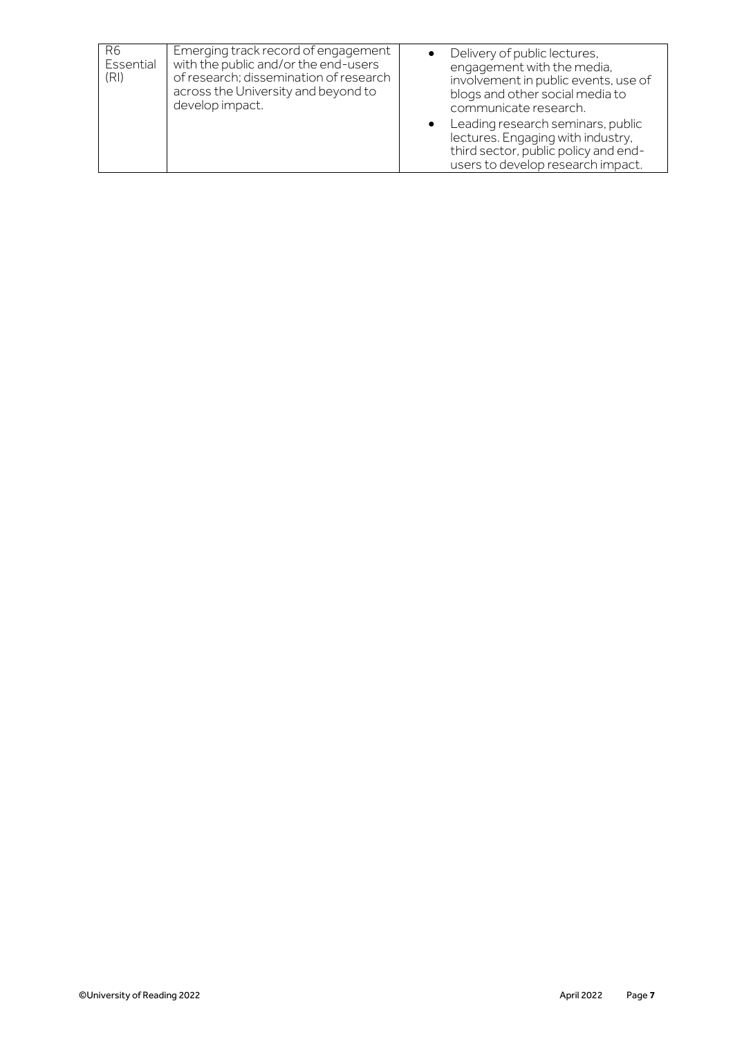| | | |
|---|---|---|
| R6 Essential (RI) | Emerging track record of engagement with the public and/or the end-users of research; dissemination of research across the University and beyond to develop impact. | • Delivery of public lectures, engagement with the media, involvement in public events, use of blogs and other social media to communicate research.<br>• Leading research seminars, public lectures. Engaging with industry, third sector, public policy and end-users to develop research impact. |